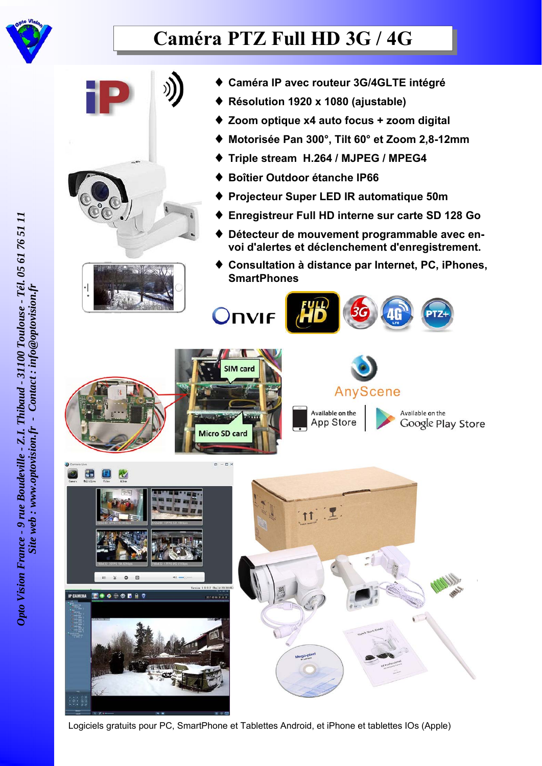# Caméra PTZ Full HD 3G / 4G

- Caméra IP avec routeur 3G/4GLTE intégré
- Résolution 1920 x 1080 (ajustable)
- Zoom optique x4 auto focus + zoom digital
- Motorisée Pan 300°, Tilt 60° et Zoom 2,8-12mm
- Triple stream H.264 / MJPEG / MPEG4
- Boîtier Outdoor étanche IP66
- Projecteur Super LED IR automatique 50m
- Enregistreur Full HD interne sur carte SD 128 Go
- Détecteur de mouvement programmable avec envoi d'alertes et déclenchement d'enregistrement.
- Consultation à distance par Internet, PC, iPhones, SmartPhones

Logiciels gratuits pour PC, SmartPhone et Tablettes Android, et iPhone et tablettes IOs (Apple)

*Opto Vision France - 9 rue Boudeville - Z.I. Thibaud - 31100 Toulouse - Tél. 05 61 76 51 11*
*Site web : www.optovision.fr - Contact : info@optovision.fr*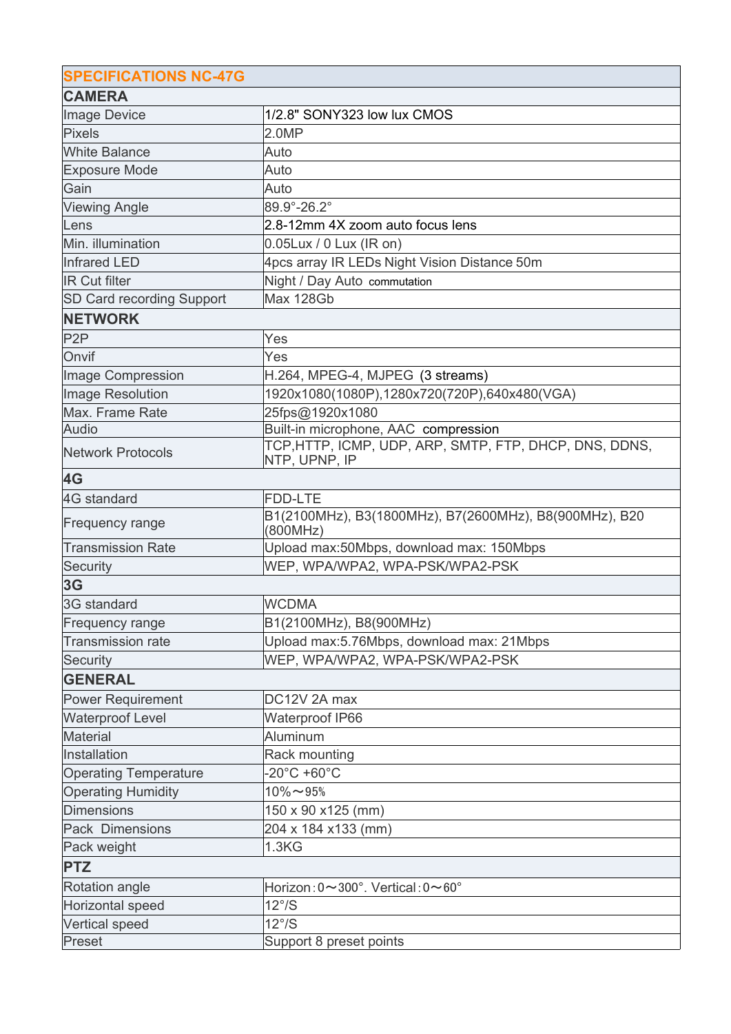| SPECIFICATIONS NC-47G | |
| --- | --- |
| **CAMERA** | |
| Image Device | 1/2.8" SONY323 low lux CMOS |
| Pixels | 2.0MP |
| White Balance | Auto |
| Exposure Mode | Auto |
| Gain | Auto |
| Viewing Angle | 89.9°-26.2° |
| Lens | 2.8-12mm 4X zoom auto focus lens |
| Min. illumination | 0.05Lux / 0 Lux (IR on) |
| Infrared LED | 4pcs array IR LEDs Night Vision Distance 50m |
| IR Cut filter | Night / Day Auto commutation |
| SD Card recording Support | Max 128Gb |
| **NETWORK** | |
| P2P | Yes |
| Onvif | Yes |
| Image Compression | H.264, MPEG-4, MJPEG (3 streams) |
| Image Resolution | 1920x1080(1080P),1280x720(720P),640x480(VGA) |
| Max. Frame Rate | 25fps@1920x1080 |
| Audio | Built-in microphone, AAC compression |
| Network Protocols | TCP,HTTP, ICMP, UDP, ARP, SMTP, FTP, DHCP, DNS, DDNS, NTP, UPNP, IP |
| **4G** | |
| 4G standard | FDD-LTE |
| Frequency range | B1(2100MHz), B3(1800MHz), B7(2600MHz), B8(900MHz), B20 (800MHz) |
| Transmission Rate | Upload max:50Mbps, download max: 150Mbps |
| Security | WEP, WPA/WPA2, WPA-PSK/WPA2-PSK |
| **3G** | |
| 3G standard | WCDMA |
| Frequency range | B1(2100MHz), B8(900MHz) |
| Transmission rate | Upload max:5.76Mbps, download max: 21Mbps |
| Security | WEP, WPA/WPA2, WPA-PSK/WPA2-PSK |
| **GENERAL** | |
| Power Requirement | DC12V 2A max |
| Waterproof Level | Waterproof IP66 |
| Material | Aluminum |
| Installation | Rack mounting |
| Operating Temperature | -20°C +60°C |
| Operating Humidity | 10%～95% |
| Dimensions | 150 x 90 x125 (mm) |
| Pack Dimensions | 204 x 184 x133 (mm) |
| Pack weight | 1.3KG |
| **PTZ** | |
| Rotation angle | Horizon：0～300°. Vertical：0～60° |
| Horizontal speed | 12°/S |
| Vertical speed | 12°/S |
| Preset | Support 8 preset points |